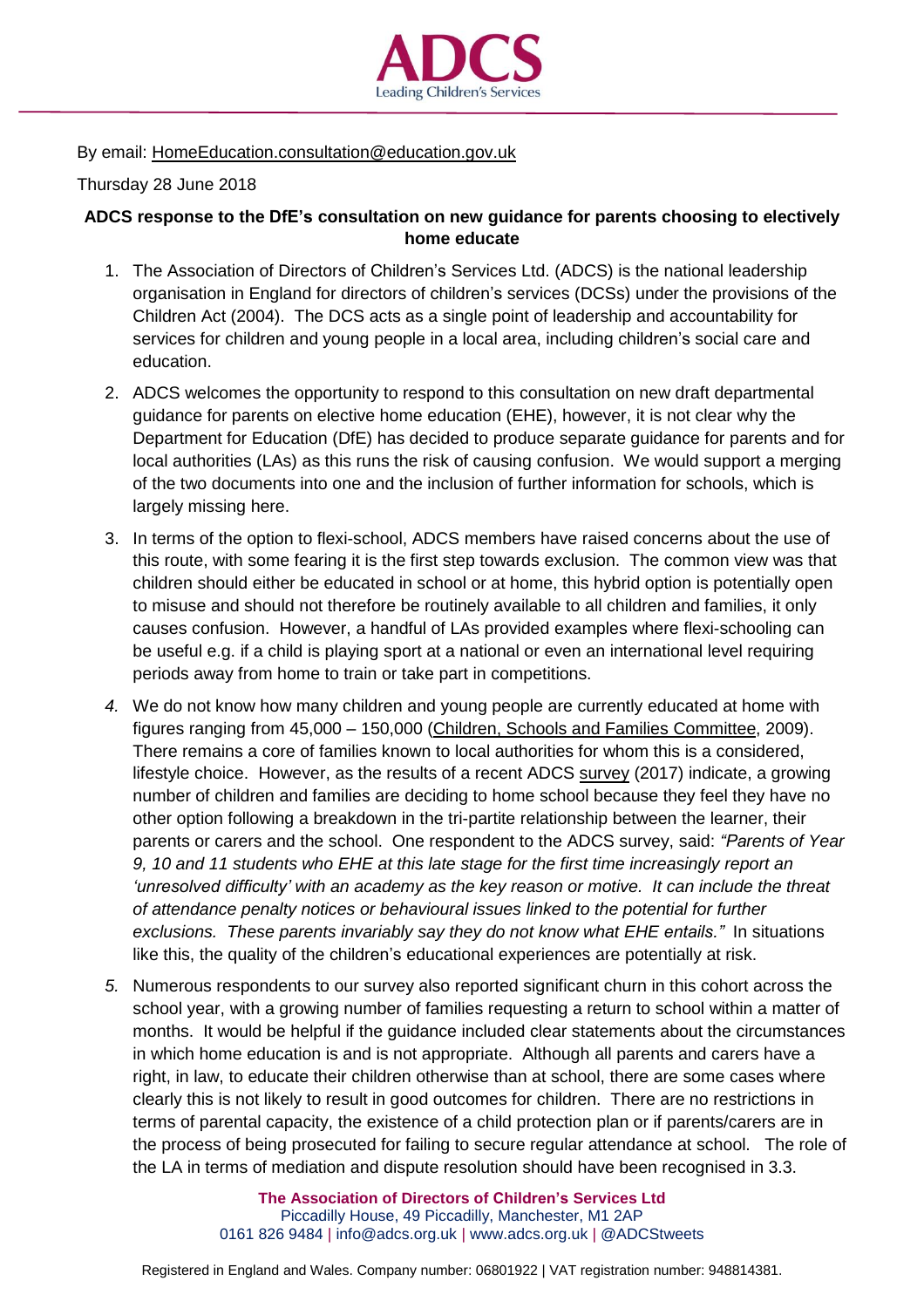By email: HomeEducation.consultation@education.gov.uk

Thursday 28 June 2018

**ADCS response to the DfE's consultation on new guidance for parents choosing to electively home educate**

1. The Association of Directors of Children's Services Ltd. (ADCS) is the national leadership organisation in England for directors of children's services (DCSs) under the provisions of the Children Act (2004). The DCS acts as a single point of leadership and accountability for services for children and young people in a local area, including children's social care and education.

2. ADCS welcomes the opportunity to respond to this consultation on new draft departmental guidance for parents on elective home education (EHE), however, it is not clear why the Department for Education (DfE) has decided to produce separate guidance for parents and for local authorities (LAs) as this runs the risk of causing confusion. We would support a merging of the two documents into one and the inclusion of further information for schools, which is largely missing here.

3. In terms of the option to flexi-school, ADCS members have raised concerns about the use of this route, with some fearing it is the first step towards exclusion. The common view was that children should either be educated in school or at home, this hybrid option is potentially open to misuse and should not therefore be routinely available to all children and families, it only causes confusion. However, a handful of LAs provided examples where flexi-schooling can be useful e.g. if a child is playing sport at a national or even an international level requiring periods away from home to train or take part in competitions.

4. We do not know how many children and young people are currently educated at home with figures ranging from 45,000 – 150,000 (Children, Schools and Families Committee, 2009). There remains a core of families known to local authorities for whom this is a considered, lifestyle choice. However, as the results of a recent ADCS survey (2017) indicate, a growing number of children and families are deciding to home school because they feel they have no other option following a breakdown in the tri-partite relationship between the learner, their parents or carers and the school. One respondent to the ADCS survey, said: *"Parents of Year 9, 10 and 11 students who EHE at this late stage for the first time increasingly report an 'unresolved difficulty' with an academy as the key reason or motive. It can include the threat of attendance penalty notices or behavioural issues linked to the potential for further exclusions. These parents invariably say they do not know what EHE entails."* In situations like this, the quality of the children's educational experiences are potentially at risk.

5. Numerous respondents to our survey also reported significant churn in this cohort across the school year, with a growing number of families requesting a return to school within a matter of months. It would be helpful if the guidance included clear statements about the circumstances in which home education is and is not appropriate. Although all parents and carers have a right, in law, to educate their children otherwise than at school, there are some cases where clearly this is not likely to result in good outcomes for children. There are no restrictions in terms of parental capacity, the existence of a child protection plan or if parents/carers are in the process of being prosecuted for failing to secure regular attendance at school. The role of the LA in terms of mediation and dispute resolution should have been recognised in 3.3.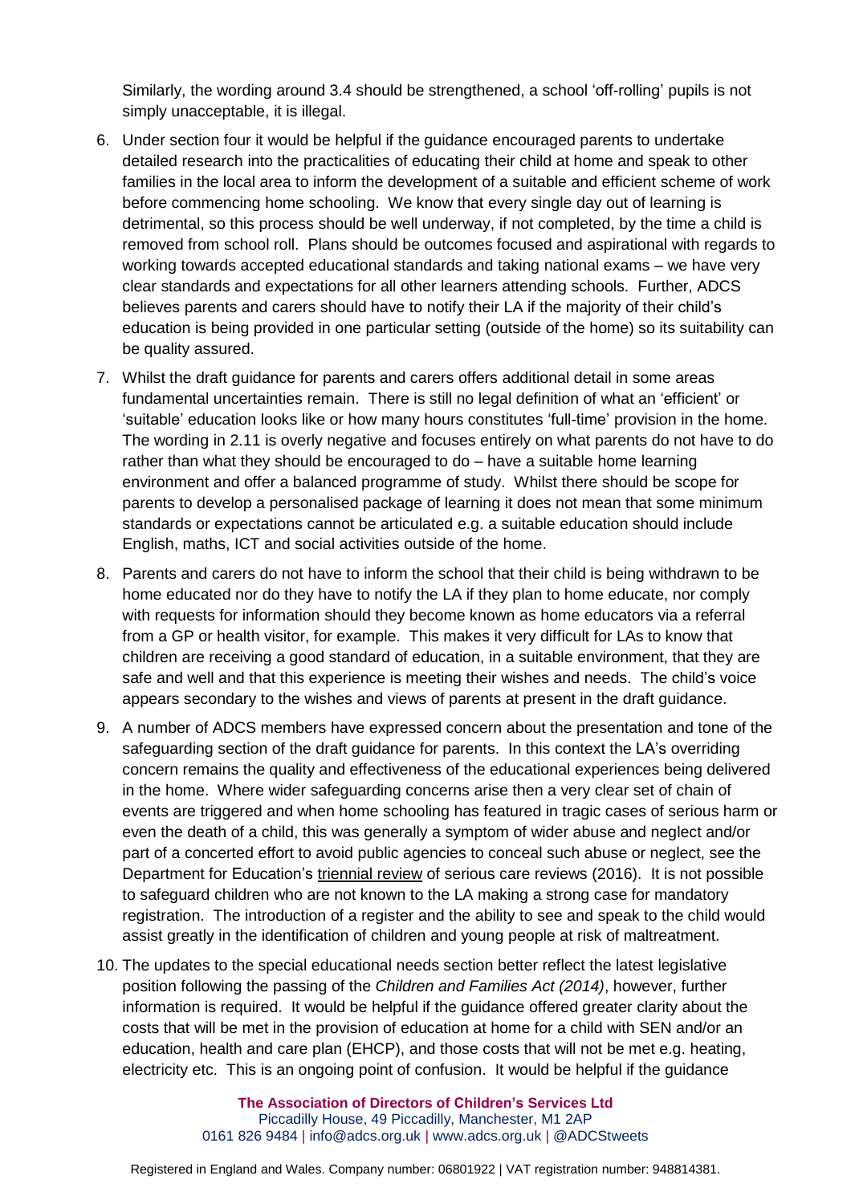Similarly, the wording around 3.4 should be strengthened, a school 'off-rolling' pupils is not simply unacceptable, it is illegal.

6. Under section four it would be helpful if the guidance encouraged parents to undertake detailed research into the practicalities of educating their child at home and speak to other families in the local area to inform the development of a suitable and efficient scheme of work before commencing home schooling. We know that every single day out of learning is detrimental, so this process should be well underway, if not completed, by the time a child is removed from school roll. Plans should be outcomes focused and aspirational with regards to working towards accepted educational standards and taking national exams – we have very clear standards and expectations for all other learners attending schools. Further, ADCS believes parents and carers should have to notify their LA if the majority of their child's education is being provided in one particular setting (outside of the home) so its suitability can be quality assured.

7. Whilst the draft guidance for parents and carers offers additional detail in some areas fundamental uncertainties remain. There is still no legal definition of what an 'efficient' or 'suitable' education looks like or how many hours constitutes 'full-time' provision in the home. The wording in 2.11 is overly negative and focuses entirely on what parents do not have to do rather than what they should be encouraged to do – have a suitable home learning environment and offer a balanced programme of study. Whilst there should be scope for parents to develop a personalised package of learning it does not mean that some minimum standards or expectations cannot be articulated e.g. a suitable education should include English, maths, ICT and social activities outside of the home.

8. Parents and carers do not have to inform the school that their child is being withdrawn to be home educated nor do they have to notify the LA if they plan to home educate, nor comply with requests for information should they become known as home educators via a referral from a GP or health visitor, for example. This makes it very difficult for LAs to know that children are receiving a good standard of education, in a suitable environment, that they are safe and well and that this experience is meeting their wishes and needs. The child's voice appears secondary to the wishes and views of parents at present in the draft guidance.

9. A number of ADCS members have expressed concern about the presentation and tone of the safeguarding section of the draft guidance for parents. In this context the LA's overriding concern remains the quality and effectiveness of the educational experiences being delivered in the home. Where wider safeguarding concerns arise then a very clear set of chain of events are triggered and when home schooling has featured in tragic cases of serious harm or even the death of a child, this was generally a symptom of wider abuse and neglect and/or part of a concerted effort to avoid public agencies to conceal such abuse or neglect, see the Department for Education's triennial review of serious care reviews (2016). It is not possible to safeguard children who are not known to the LA making a strong case for mandatory registration. The introduction of a register and the ability to see and speak to the child would assist greatly in the identification of children and young people at risk of maltreatment.

10. The updates to the special educational needs section better reflect the latest legislative position following the passing of the *Children and Families Act (2014)*, however, further information is required. It would be helpful if the guidance offered greater clarity about the costs that will be met in the provision of education at home for a child with SEN and/or an education, health and care plan (EHCP), and those costs that will not be met e.g. heating, electricity etc. This is an ongoing point of confusion. It would be helpful if the guidance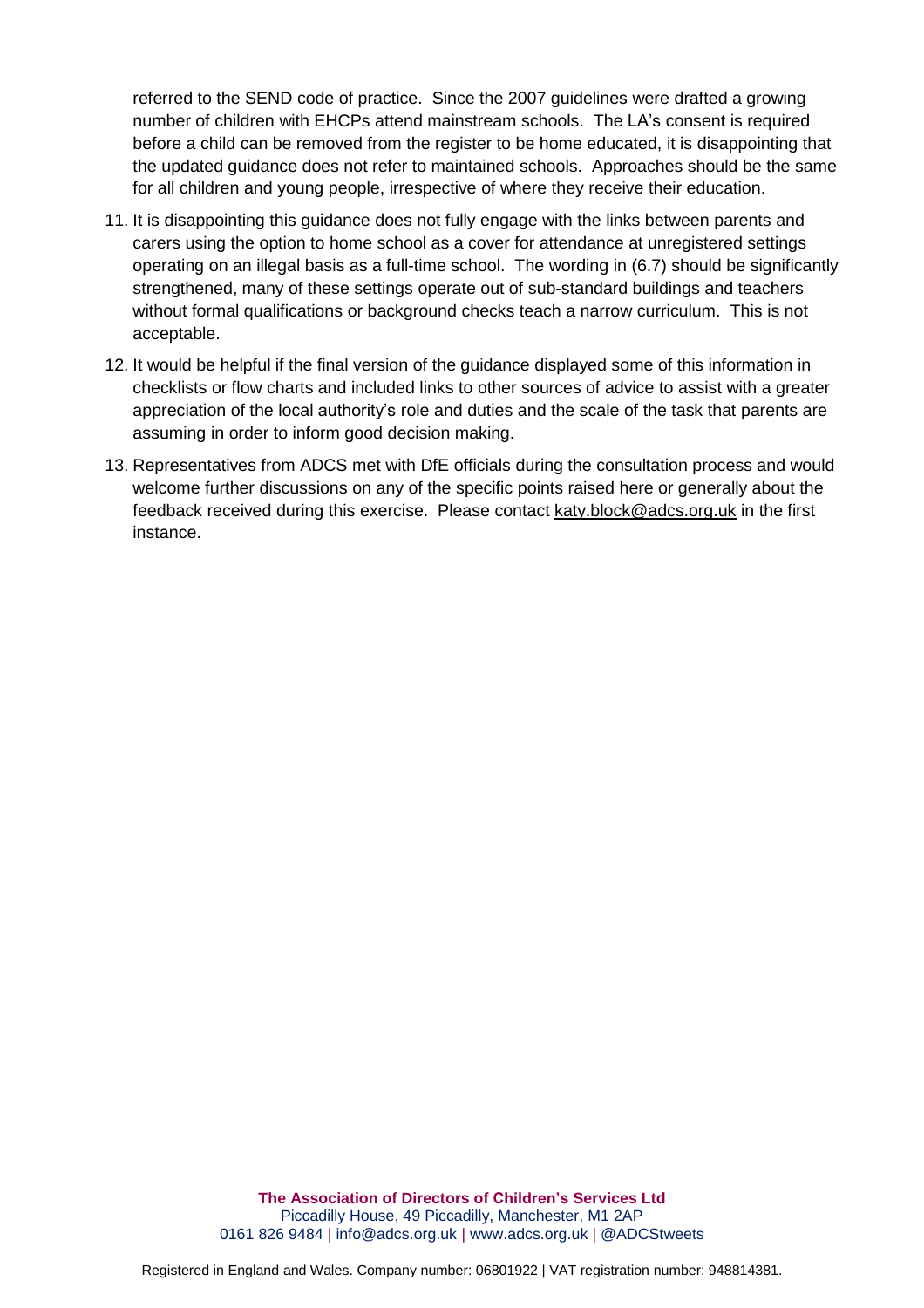referred to the SEND code of practice. Since the 2007 guidelines were drafted a growing number of children with EHCPs attend mainstream schools. The LA's consent is required before a child can be removed from the register to be home educated, it is disappointing that the updated guidance does not refer to maintained schools. Approaches should be the same for all children and young people, irrespective of where they receive their education.

11. It is disappointing this guidance does not fully engage with the links between parents and carers using the option to home school as a cover for attendance at unregistered settings operating on an illegal basis as a full-time school. The wording in (6.7) should be significantly strengthened, many of these settings operate out of sub-standard buildings and teachers without formal qualifications or background checks teach a narrow curriculum. This is not acceptable.
12. It would be helpful if the final version of the guidance displayed some of this information in checklists or flow charts and included links to other sources of advice to assist with a greater appreciation of the local authority's role and duties and the scale of the task that parents are assuming in order to inform good decision making.
13. Representatives from ADCS met with DfE officials during the consultation process and would welcome further discussions on any of the specific points raised here or generally about the feedback received during this exercise. Please contact katy.block@adcs.org.uk in the first instance.

**The Association of Directors of Children's Services Ltd**
Piccadilly House, 49 Piccadilly, Manchester, M1 2AP
0161 826 9484 | info@adcs.org.uk | www.adcs.org.uk | @ADCStweets

Registered in England and Wales. Company number: 06801922 | VAT registration number: 948814381.